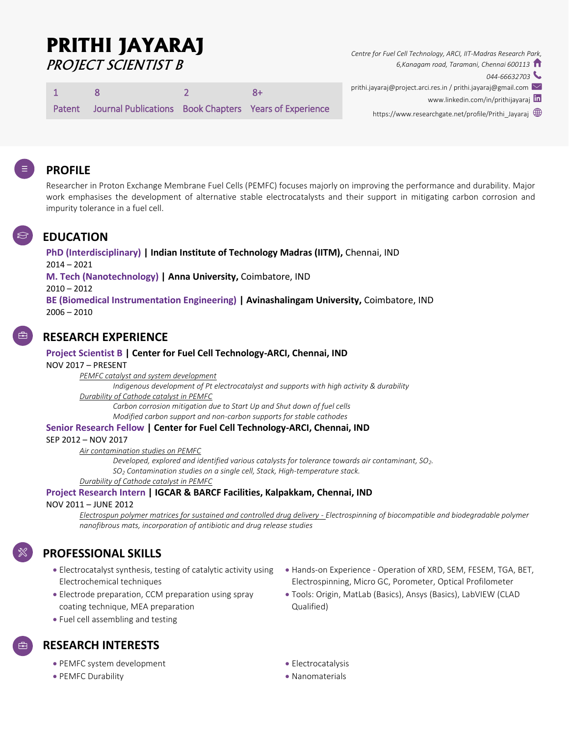# PRITHI JAYARAJ

## *PROJECT SCIENTIST B*

| 1 | 8 | 2 | 8+ |
|---|---|---|---|
| Patent | Journal Publications | Book Chapters | Years of Experience |

*Centre for Fuel Cell Technology, ARCI, IIT-Madras Research Park, 6,Kanagam road, Taramani, Chennai 600113*

*044-66632703*

prithi.jayaraj@project.arci.res.in / prithi.jayaraj@gmail.com

www.linkedin.com/in/prithijayaraj

https://www.researchgate.net/profile/Prithi_Jayaraj

## PROFILE

Researcher in Proton Exchange Membrane Fuel Cells (PEMFC) focuses majorly on improving the performance and durability. Major work emphasises the development of alternative stable electrocatalysts and their support in mitigating carbon corrosion and impurity tolerance in a fuel cell.

## EDUCATION

**PhD (Interdisciplinary) | Indian Institute of Technology Madras (IITM),** Chennai, IND
2014 – 2021

**M. Tech (Nanotechnology) | Anna University,** Coimbatore, IND
2010 – 2012

**BE (Biomedical Instrumentation Engineering) | Avinashalingam University,** Coimbatore, IND
2006 – 2010

## RESEARCH EXPERIENCE

**Project Scientist B | Center for Fuel Cell Technology-ARCI, Chennai, IND**
NOV 2017 – PRESENT

*PEMFC catalyst and system development*
*Indigenous development of Pt electrocatalyst and supports with high activity & durability*
*Durability of Cathode catalyst in PEMFC*
*Carbon corrosion mitigation due to Start Up and Shut down of fuel cells*
*Modified carbon support and non-carbon supports for stable cathodes*

**Senior Research Fellow | Center for Fuel Cell Technology-ARCI, Chennai, IND**
SEP 2012 – NOV 2017

*Air contamination studies on PEMFC*
*Developed, explored and identified various catalysts for tolerance towards air contaminant, $SO_2$.*
*$SO_2$ Contamination studies on a single cell, Stack, High-temperature stack.*
*Durability of Cathode catalyst in PEMFC*

**Project Research Intern | IGCAR & BARCF Facilities, Kalpakkam, Chennai, IND**
NOV 2011 – JUNE 2012

*Electrospun polymer matrices for sustained and controlled drug delivery - Electrospinning of biocompatible and biodegradable polymer nanofibrous mats, incorporation of antibiotic and drug release studies*

## PROFESSIONAL SKILLS

- Electrocatalyst synthesis, testing of catalytic activity using Electrochemical techniques
- Electrode preparation, CCM preparation using spray coating technique, MEA preparation
- Fuel cell assembling and testing
- Hands-on Experience - Operation of XRD, SEM, FESEM, TGA, BET, Electrospinning, Micro GC, Porometer, Optical Profilometer
- Tools: Origin, MatLab (Basics), Ansys (Basics), LabVIEW (CLAD Qualified)

## RESEARCH INTERESTS

- PEMFC system development
- PEMFC Durability
- Electrocatalysis
- Nanomaterials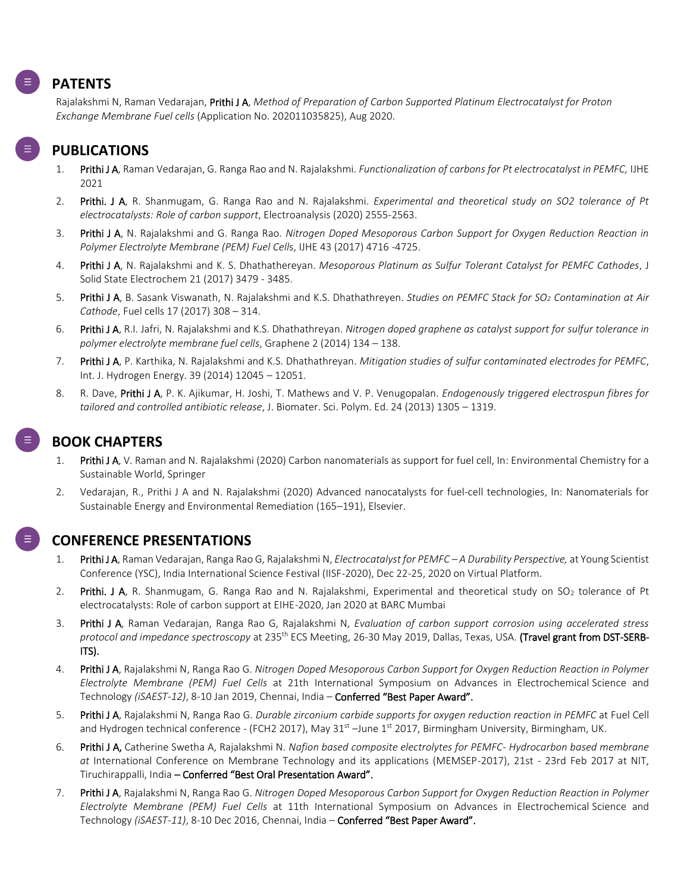## PATENTS

Rajalakshmi N, Raman Vedarajan, **Prithi J A**, *Method of Preparation of Carbon Supported Platinum Electrocatalyst for Proton Exchange Membrane Fuel cells* (Application No. 202011035825), Aug 2020.

## PUBLICATIONS

1. **Prithi J A**, Raman Vedarajan, G. Ranga Rao and N. Rajalakshmi. *Functionalization of carbons for Pt electrocatalyst in PEMFC,* IJHE 2021
2. **Prithi. J A**, R. Shanmugam, G. Ranga Rao and N. Rajalakshmi. *Experimental and theoretical study on SO2 tolerance of Pt electrocatalysts: Role of carbon support*, Electroanalysis (2020) 2555-2563.
3. **Prithi J A**, N. Rajalakshmi and G. Ranga Rao. *Nitrogen Doped Mesoporous Carbon Support for Oxygen Reduction Reaction in Polymer Electrolyte Membrane (PEM) Fuel Cells*, IJHE 43 (2017) 4716 -4725.
4. **Prithi J A**, N. Rajalakshmi and K. S. Dhathathereyan. *Mesoporous Platinum as Sulfur Tolerant Catalyst for PEMFC Cathodes*, J Solid State Electrochem 21 (2017) 3479 - 3485.
5. **Prithi J A**, B. Sasank Viswanath, N. Rajalakshmi and K.S. Dhathathreyen. *Studies on PEMFC Stack for $SO_2$ Contamination at Air Cathode*, Fuel cells 17 (2017) 308 – 314.
6. **Prithi J A**, R.I. Jafri, N. Rajalakshmi and K.S. Dhathathreyan. *Nitrogen doped graphene as catalyst support for sulfur tolerance in polymer electrolyte membrane fuel cells*, Graphene 2 (2014) 134 – 138.
7. **Prithi J A**, P. Karthika, N. Rajalakshmi and K.S. Dhathathreyan. *Mitigation studies of sulfur contaminated electrodes for PEMFC*, Int. J. Hydrogen Energy. 39 (2014) 12045 – 12051.
8. R. Dave, **Prithi J A**, P. K. Ajikumar, H. Joshi, T. Mathews and V. P. Venugopalan. *Endogenously triggered electrospun fibres for tailored and controlled antibiotic release*, J. Biomater. Sci. Polym. Ed. 24 (2013) 1305 – 1319.

## BOOK CHAPTERS

1. **Prithi J A**, V. Raman and N. Rajalakshmi (2020) Carbon nanomaterials as support for fuel cell, In: Environmental Chemistry for a Sustainable World, Springer
2. Vedarajan, R., Prithi J A and N. Rajalakshmi (2020) Advanced nanocatalysts for fuel-cell technologies, In: Nanomaterials for Sustainable Energy and Environmental Remediation (165–191), Elsevier.

## CONFERENCE PRESENTATIONS

1. **Prithi J A**, Raman Vedarajan, Ranga Rao G, Rajalakshmi N, *Electrocatalyst for PEMFC – A Durability Perspective,* at Young Scientist Conference (YSC), India International Science Festival (IISF-2020), Dec 22-25, 2020 on Virtual Platform.
2. **Prithi. J A**, R. Shanmugam, G. Ranga Rao and N. Rajalakshmi, Experimental and theoretical study on $SO_2$ tolerance of Pt electrocatalysts: Role of carbon support at EIHE-2020, Jan 2020 at BARC Mumbai
3. **Prithi J A**, Raman Vedarajan, Ranga Rao G, Rajalakshmi N, *Evaluation of carbon support corrosion using accelerated stress protocol and impedance spectroscopy* at 235th ECS Meeting, 26-30 May 2019, Dallas, Texas, USA. **(Travel grant from DST-SERB-ITS).**
4. **Prithi J A**, Rajalakshmi N, Ranga Rao G. *Nitrogen Doped Mesoporous Carbon Support for Oxygen Reduction Reaction in Polymer Electrolyte Membrane (PEM) Fuel Cells* at 21th International Symposium on Advances in Electrochemical Science and Technology *(iSAEST-12)*, 8-10 Jan 2019, Chennai, India – **Conferred "Best Paper Award".**
5. **Prithi J A**, Rajalakshmi N, Ranga Rao G. *Durable zirconium carbide supports for oxygen reduction reaction in PEMFC* at Fuel Cell and Hydrogen technical conference - (FCH2 2017), May 31st –June 1st 2017, Birmingham University, Birmingham, UK.
6. **Prithi J A,** Catherine Swetha A, Rajalakshmi N. *Nafion based composite electrolytes for PEMFC- Hydrocarbon based membrane at* International Conference on Membrane Technology and its applications (MEMSEP-2017), 21st - 23rd Feb 2017 at NIT, Tiruchirappalli, India – **Conferred "Best Oral Presentation Award".**
7. **Prithi J A**, Rajalakshmi N, Ranga Rao G. *Nitrogen Doped Mesoporous Carbon Support for Oxygen Reduction Reaction in Polymer Electrolyte Membrane (PEM) Fuel Cells* at 11th International Symposium on Advances in Electrochemical Science and Technology *(iSAEST-11)*, 8-10 Dec 2016, Chennai, India – **Conferred "Best Paper Award".**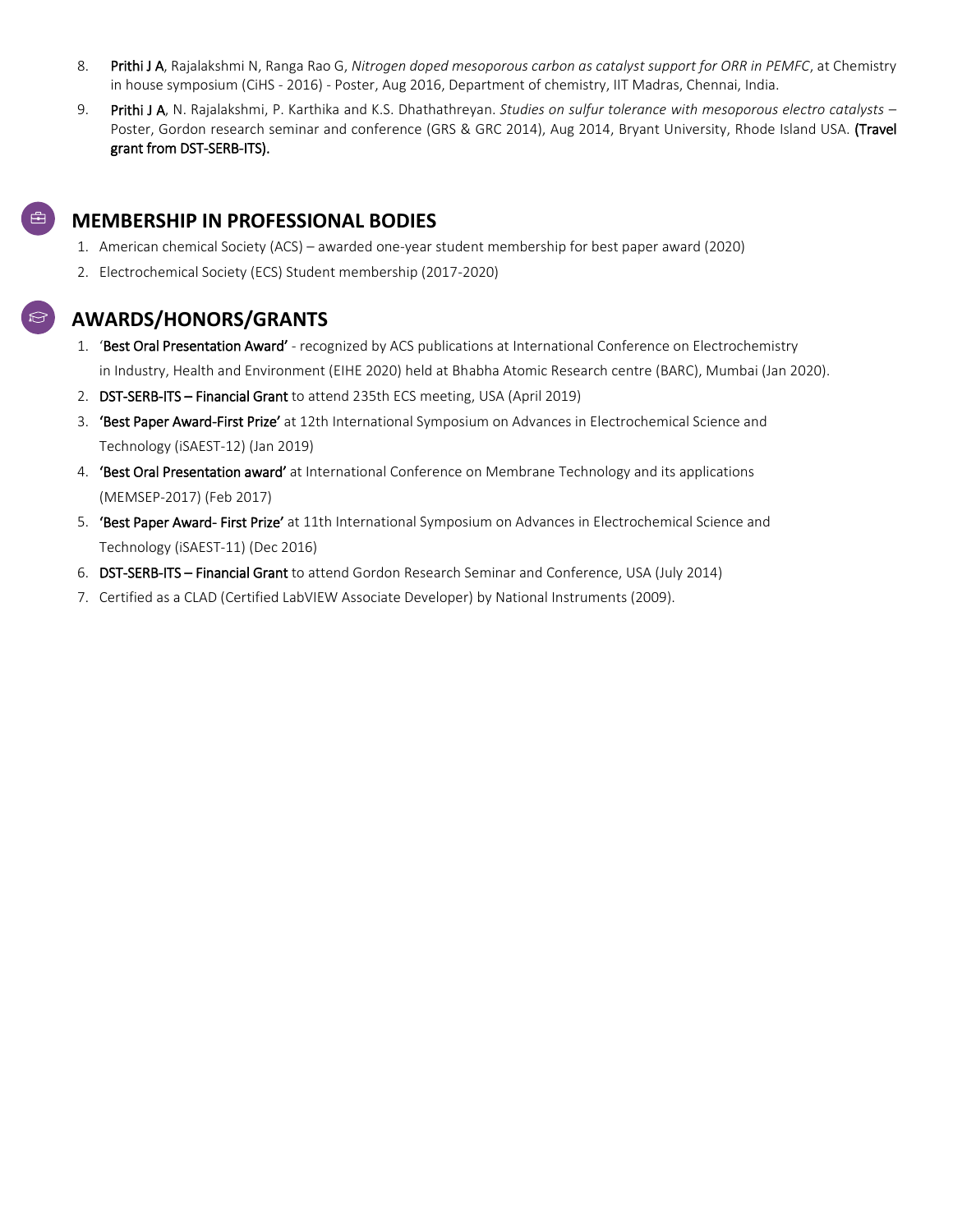8. **Prithi J A**, Rajalakshmi N, Ranga Rao G, *Nitrogen doped mesoporous carbon as catalyst support for ORR in PEMFC*, at Chemistry in house symposium (CiHS - 2016) - Poster, Aug 2016, Department of chemistry, IIT Madras, Chennai, India.
9. **Prithi J A**, N. Rajalakshmi, P. Karthika and K.S. Dhathathreyan. *Studies on sulfur tolerance with mesoporous electro catalysts* – Poster, Gordon research seminar and conference (GRS & GRC 2014), Aug 2014, Bryant University, Rhode Island USA. **(Travel grant from DST-SERB-ITS).**

## MEMBERSHIP IN PROFESSIONAL BODIES

1. American chemical Society (ACS) – awarded one-year student membership for best paper award (2020)
2. Electrochemical Society (ECS) Student membership (2017-2020)

## AWARDS/HONORS/GRANTS

1. '**Best Oral Presentation Award'** - recognized by ACS publications at International Conference on Electrochemistry in Industry, Health and Environment (EIHE 2020) held at Bhabha Atomic Research centre (BARC), Mumbai (Jan 2020).
2. **DST-SERB-ITS – Financial Grant** to attend 235th ECS meeting, USA (April 2019)
3. **'Best Paper Award-First Prize'** at 12th International Symposium on Advances in Electrochemical Science and Technology (iSAEST-12) (Jan 2019)
4. **'Best Oral Presentation award'** at International Conference on Membrane Technology and its applications (MEMSEP-2017) (Feb 2017)
5. **'Best Paper Award- First Prize'** at 11th International Symposium on Advances in Electrochemical Science and Technology (iSAEST-11) (Dec 2016)
6. **DST-SERB-ITS – Financial Grant** to attend Gordon Research Seminar and Conference, USA (July 2014)
7. Certified as a CLAD (Certified LabVIEW Associate Developer) by National Instruments (2009).